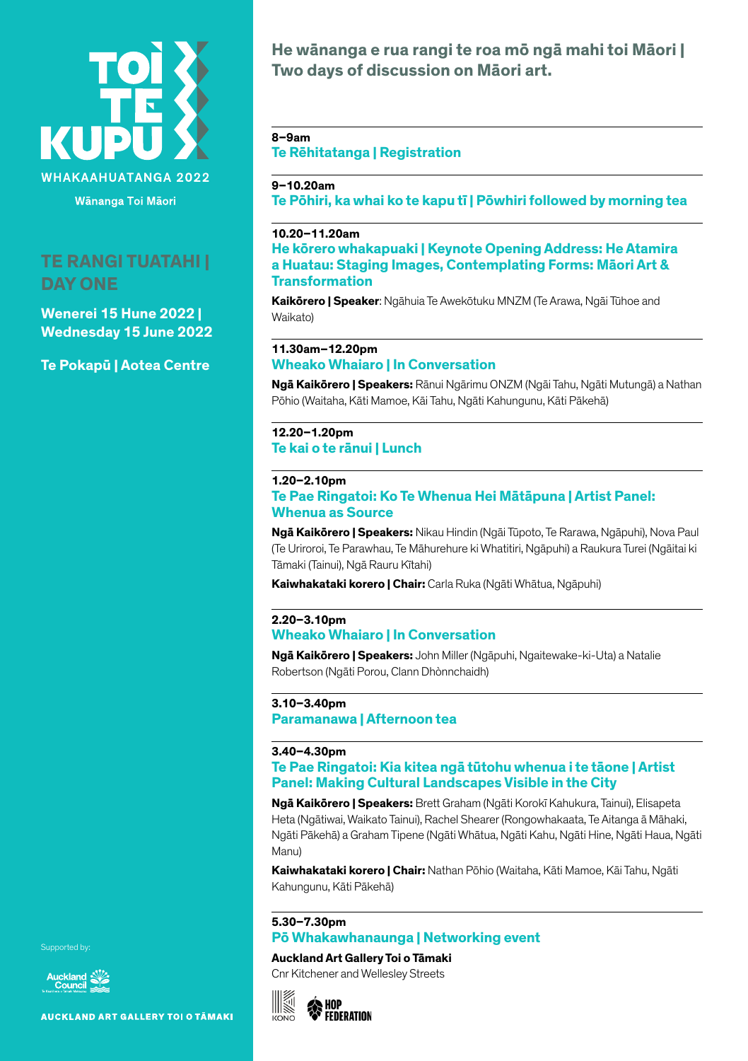# TOI TE KUPU

WHAKAAHUATANGA 2022

Wānanga Toi Māori

## TE RANGI TUATAHI | DAY ONE

**Wenerei 15 Hune 2022 | Wednesday 15 June 2022**

**Te Pokapū | Aotea Centre**

## He wānanga e rua rangi te roa mō ngā mahi toi Māori | Two days of discussion on Māori art.

---

**8–9am**
### Te Rēhitatanga | Registration

---

**9–10.20am**
### Te Pōhiri, ka whai ko te kapu tī | Pōwhiri followed by morning tea

---

**10.20–11.20am**
### He kōrero whakapuaki | Keynote Opening Address: He Atamira a Huatau: Staging Images, Contemplating Forms: Māori Art & Transformation

**Kaikōrero | Speaker**: Ngāhuia Te Awekōtuku MNZM (Te Arawa, Ngāi Tūhoe and Waikato)

---

**11.30am–12.20pm**
### Wheako Whaiaro | In Conversation

**Ngā Kaikōrero | Speakers:** Rānui Ngārimu ONZM (Ngāi Tahu, Ngāti Mutungā) a Nathan Pōhio (Waitaha, Kāti Mamoe, Kāi Tahu, Ngāti Kahungunu, Kāti Pākehā)

---

**12.20–1.20pm**
### Te kai o te rānui | Lunch

---

**1.20–2.10pm**
### Te Pae Ringatoi: Ko Te Whenua Hei Mātāpuna | Artist Panel: Whenua as Source

**Ngā Kaikōrero | Speakers:** Nikau Hindin (Ngāi Tūpoto, Te Rarawa, Ngāpuhi), Nova Paul (Te Uriroroi, Te Parawhau, Te Māhurehure ki Whatitiri, Ngāpuhi) a Raukura Turei (Ngāitai ki Tāmaki (Tainui), Ngā Rauru Kītahi)

**Kaiwhakataki korero | Chair:** Carla Ruka (Ngāti Whātua, Ngāpuhi)

---

**2.20–3.10pm**
### Wheako Whaiaro | In Conversation

**Ngā Kaikōrero | Speakers:** John Miller (Ngāpuhi, Ngaitewake-ki-Uta) a Natalie Robertson (Ngāti Porou, Clann Dhònnchaidh)

---

**3.10–3.40pm**
### Paramanawa | Afternoon tea

---

**3.40–4.30pm**
### Te Pae Ringatoi: Kia kitea ngā tūtohu whenua i te tāone | Artist Panel: Making Cultural Landscapes Visible in the City

**Ngā Kaikōrero | Speakers:** Brett Graham (Ngāti Korokī Kahukura, Tainui), Elisapeta Heta (Ngātiwai, Waikato Tainui), Rachel Shearer (Rongowhakaata, Te Aitanga ā Māhaki, Ngāti Pākehā) a Graham Tipene (Ngāti Whātua, Ngāti Kahu, Ngāti Hine, Ngāti Haua, Ngāti Manu)

**Kaiwhakataki korero | Chair:** Nathan Pōhio (Waitaha, Kāti Mamoe, Kāi Tahu, Ngāti Kahungunu, Kāti Pākehā)

---

**5.30–7.30pm**
### Pō Whakawhanaunga | Networking event

**Auckland Art Gallery Toi o Tāmaki**
Cnr Kitchener and Wellesley Streets

KONO

HOP FEDERATION

Supported by:

Auckland Council

AUCKLAND ART GALLERY TOI O TĀMAKI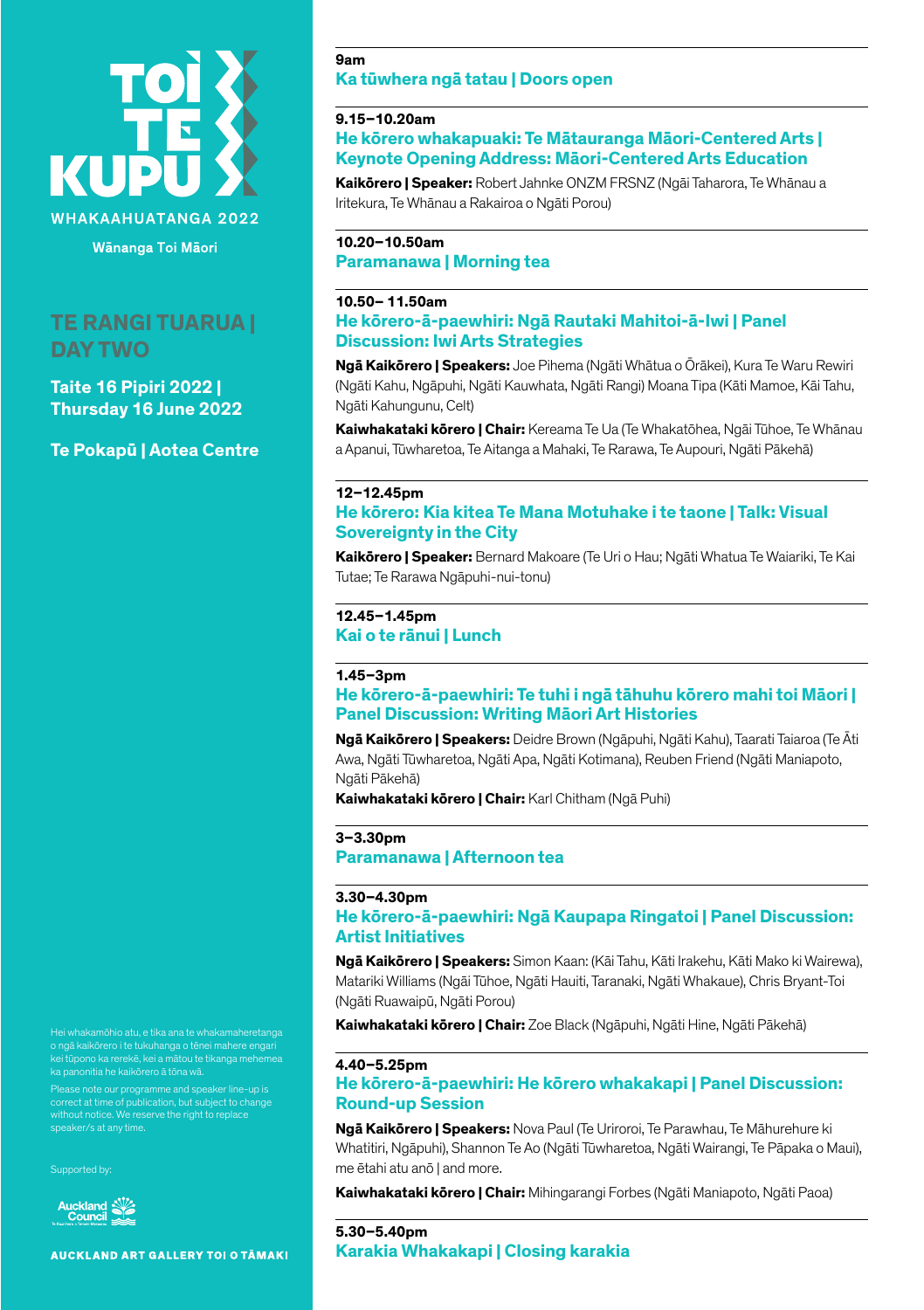# TOI TE KUPU

WHAKAAHUATANGA 2022

Wānanga Toi Māori

## TE RANGI TUARUA | DAY TWO

**Taite 16 Pipiri 2022 | Thursday 16 June 2022**

**Te Pokapū | Aotea Centre**

Hei whakamōhio atu, e tika ana te whakamaheretanga o ngā kaikōrero i te tukuhanga o tēnei mahere engari kei tūpono ka rerekē, kei a mātou te tikanga mehemea ka panonitia he kaikōrero ā tōna wā.

Please note our programme and speaker line-up is correct at time of publication, but subject to change without notice. We reserve the right to replace speaker/s at any time.

Supported by:

Auckland Council

AUCKLAND ART GALLERY TOI O TĀMAKI

---

**9am**

### Ka tūwhera ngā tatau | Doors open

**9.15–10.20am**

### He kōrero whakapuaki: Te Mātauranga Māori-Centered Arts | Keynote Opening Address: Māori-Centered Arts Education

**Kaikōrero | Speaker:** Robert Jahnke ONZM FRSNZ (Ngāi Taharora, Te Whānau a Iritekura, Te Whānau a Rakairoa o Ngāti Porou)

**10.20–10.50am**

### Paramanawa | Morning tea

**10.50– 11.50am**

### He kōrero-ā-paewhiri: Ngā Rautaki Mahitoi-ā-Iwi | Panel Discussion: Iwi Arts Strategies

**Ngā Kaikōrero | Speakers:** Joe Pihema (Ngāti Whātua o Ōrākei), Kura Te Waru Rewiri (Ngāti Kahu, Ngāpuhi, Ngāti Kauwhata, Ngāti Rangi) Moana Tipa (Kāti Mamoe, Kāi Tahu, Ngāti Kahungunu, Celt)

**Kaiwhakataki kōrero | Chair:** Kereama Te Ua (Te Whakatōhea, Ngāi Tūhoe, Te Whānau a Apanui, Tūwharetoa, Te Aitanga a Mahaki, Te Rarawa, Te Aupouri, Ngāti Pākehā)

**12–12.45pm**

### He kōrero: Kia kitea Te Mana Motuhake i te taone | Talk: Visual Sovereignty in the City

**Kaikōrero | Speaker:** Bernard Makoare (Te Uri o Hau; Ngāti Whatua Te Waiariki, Te Kai Tutae; Te Rarawa Ngāpuhi-nui-tonu)

**12.45–1.45pm**

### Kai o te rānui | Lunch

**1.45–3pm**

### He kōrero-ā-paewhiri: Te tuhi i ngā tāhuhu kōrero mahi toi Māori | Panel Discussion: Writing Māori Art Histories

**Ngā Kaikōrero | Speakers:** Deidre Brown (Ngāpuhi, Ngāti Kahu), Taarati Taiaroa (Te Āti Awa, Ngāti Tūwharetoa, Ngāti Apa, Ngāti Kotimana), Reuben Friend (Ngāti Maniapoto, Ngāti Pākehā)

**Kaiwhakataki kōrero | Chair:** Karl Chitham (Ngā Puhi)

**3–3.30pm**

### Paramanawa | Afternoon tea

**3.30–4.30pm**

### He kōrero-ā-paewhiri: Ngā Kaupapa Ringatoi | Panel Discussion: Artist Initiatives

**Ngā Kaikōrero | Speakers:** Simon Kaan: (Kāi Tahu, Kāti Irakehu, Kāti Mako ki Wairewa), Matariki Williams (Ngāi Tūhoe, Ngāti Hauiti, Taranaki, Ngāti Whakaue), Chris Bryant-Toi (Ngāti Ruawaipū, Ngāti Porou)

**Kaiwhakataki kōrero | Chair:** Zoe Black (Ngāpuhi, Ngāti Hine, Ngāti Pākehā)

**4.40–5.25pm**

### He kōrero-ā-paewhiri: He kōrero whakakapi | Panel Discussion: Round-up Session

**Ngā Kaikōrero | Speakers:** Nova Paul (Te Uriroroi, Te Parawhau, Te Māhurehure ki Whatitiri, Ngāpuhi), Shannon Te Ao (Ngāti Tūwharetoa, Ngāti Wairangi, Te Pāpaka o Maui), me ētahi atu anō | and more.

**Kaiwhakataki kōrero | Chair:** Mihingarangi Forbes (Ngāti Maniapoto, Ngāti Paoa)

**5.30–5.40pm**

### Karakia Whakakapi | Closing karakia